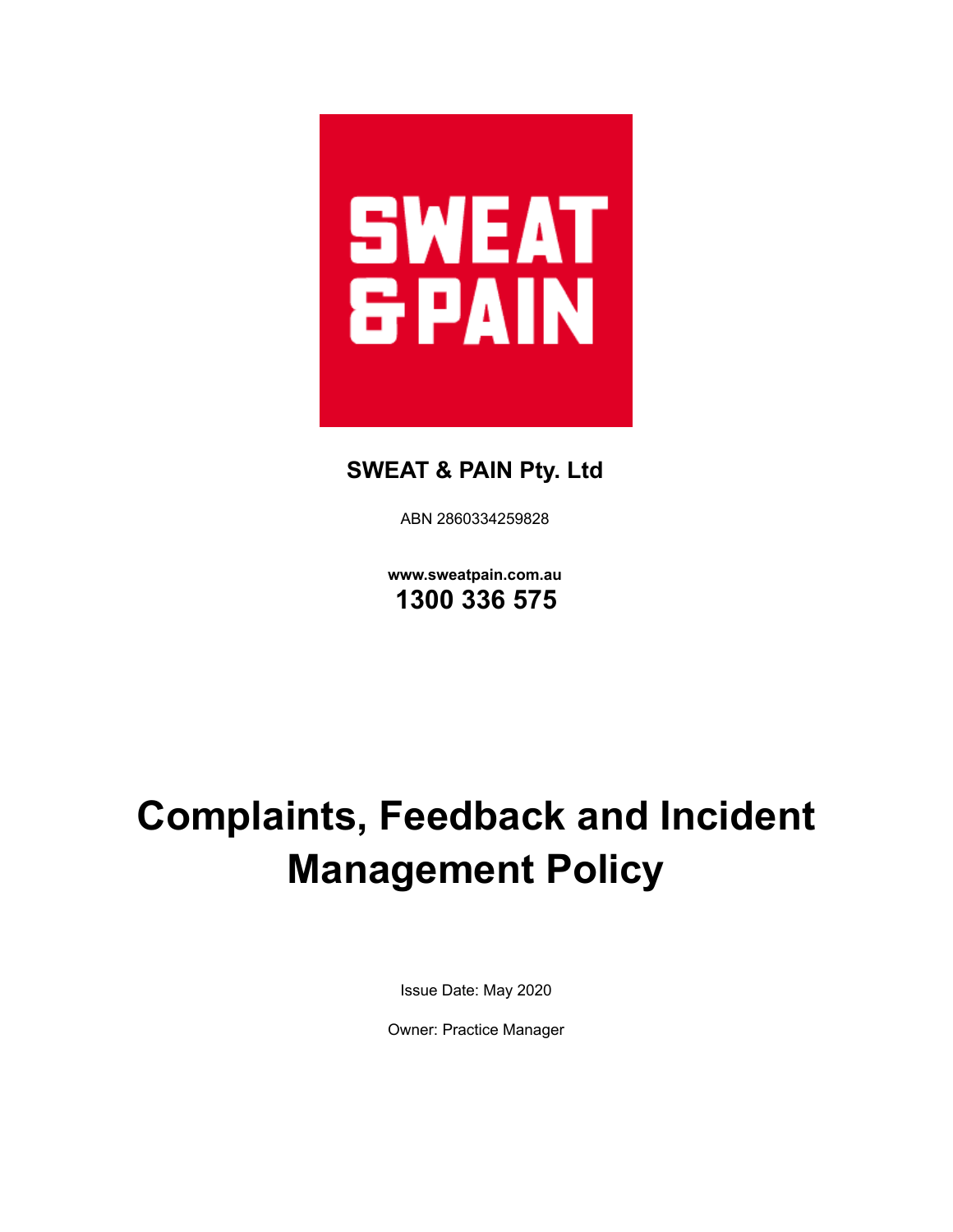SWEAT & PAIN

**SWEAT & PAIN Pty. Ltd**

ABN 2860334259828

**www.sweatpain.com.au**

**1300 336 575**

# Complaints, Feedback and Incident Management Policy

Issue Date: May 2020

Owner: Practice Manager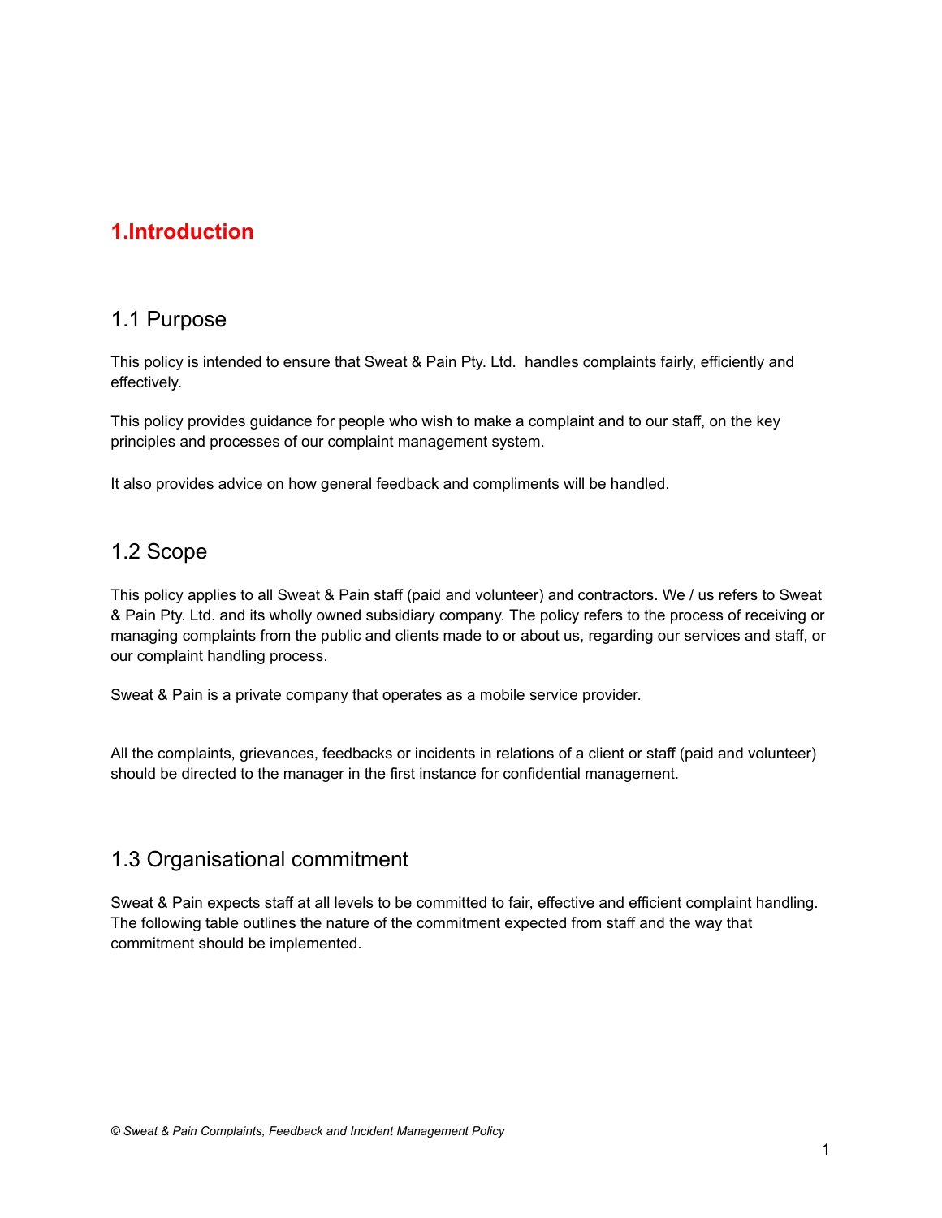# 1.Introduction

## 1.1 Purpose

This policy is intended to ensure that Sweat & Pain Pty. Ltd. handles complaints fairly, efficiently and effectively.

This policy provides guidance for people who wish to make a complaint and to our staff, on the key principles and processes of our complaint management system.

It also provides advice on how general feedback and compliments will be handled.

## 1.2 Scope

This policy applies to all Sweat & Pain staff (paid and volunteer) and contractors. We / us refers to Sweat & Pain Pty. Ltd. and its wholly owned subsidiary company. The policy refers to the process of receiving or managing complaints from the public and clients made to or about us, regarding our services and staff, or our complaint handling process.

Sweat & Pain is a private company that operates as a mobile service provider.

All the complaints, grievances, feedbacks or incidents in relations of a client or staff (paid and volunteer) should be directed to the manager in the first instance for confidential management.

## 1.3 Organisational commitment

Sweat & Pain expects staff at all levels to be committed to fair, effective and efficient complaint handling. The following table outlines the nature of the commitment expected from staff and the way that commitment should be implemented.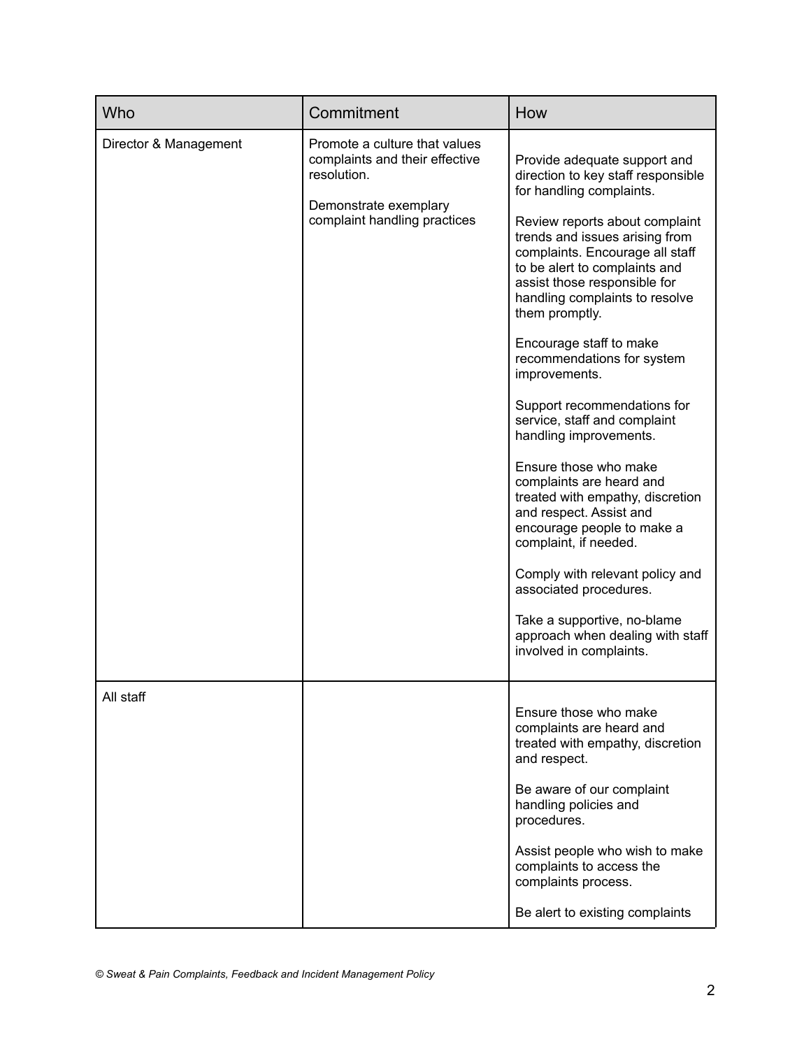| Who | Commitment | How |
| --- | --- | --- |
| Director & Management | Promote a culture that values complaints and their effective resolution.<br><br>Demonstrate exemplary complaint handling practices | Provide adequate support and direction to key staff responsible for handling complaints.<br><br>Review reports about complaint trends and issues arising from complaints. Encourage all staff to be alert to complaints and assist those responsible for handling complaints to resolve them promptly.<br><br>Encourage staff to make recommendations for system improvements.<br><br>Support recommendations for service, staff and complaint handling improvements.<br><br>Ensure those who make complaints are heard and treated with empathy, discretion and respect. Assist and encourage people to make a complaint, if needed.<br><br>Comply with relevant policy and associated procedures.<br><br>Take a supportive, no-blame approach when dealing with staff involved in complaints. |
| All staff | | Ensure those who make complaints are heard and treated with empathy, discretion and respect.<br><br>Be aware of our complaint handling policies and procedures.<br><br>Assist people who wish to make complaints to access the complaints process.<br><br>Be alert to existing complaints |

*© Sweat & Pain Complaints, Feedback and Incident Management Policy*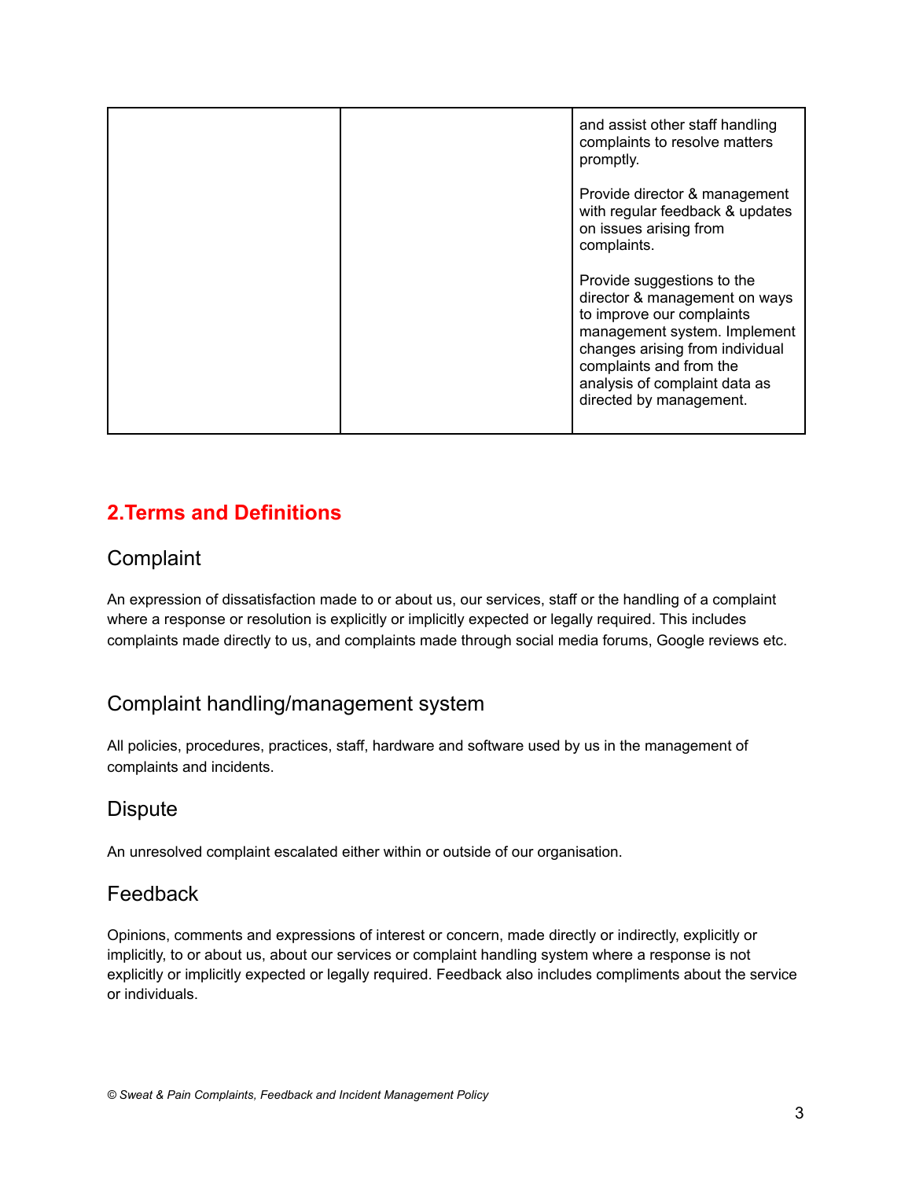| | | and assist other staff handling complaints to resolve matters promptly.<br><br>Provide director & management with regular feedback & updates on issues arising from complaints.<br><br>Provide suggestions to the director & management on ways to improve our complaints management system. Implement changes arising from individual complaints and from the analysis of complaint data as directed by management. |
|---|---|---|

## 2.Terms and Definitions

### Complaint

An expression of dissatisfaction made to or about us, our services, staff or the handling of a complaint where a response or resolution is explicitly or implicitly expected or legally required. This includes complaints made directly to us, and complaints made through social media forums, Google reviews etc.

### Complaint handling/management system

All policies, procedures, practices, staff, hardware and software used by us in the management of complaints and incidents.

### Dispute

An unresolved complaint escalated either within or outside of our organisation.

### Feedback

Opinions, comments and expressions of interest or concern, made directly or indirectly, explicitly or implicitly, to or about us, about our services or complaint handling system where a response is not explicitly or implicitly expected or legally required. Feedback also includes compliments about the service or individuals.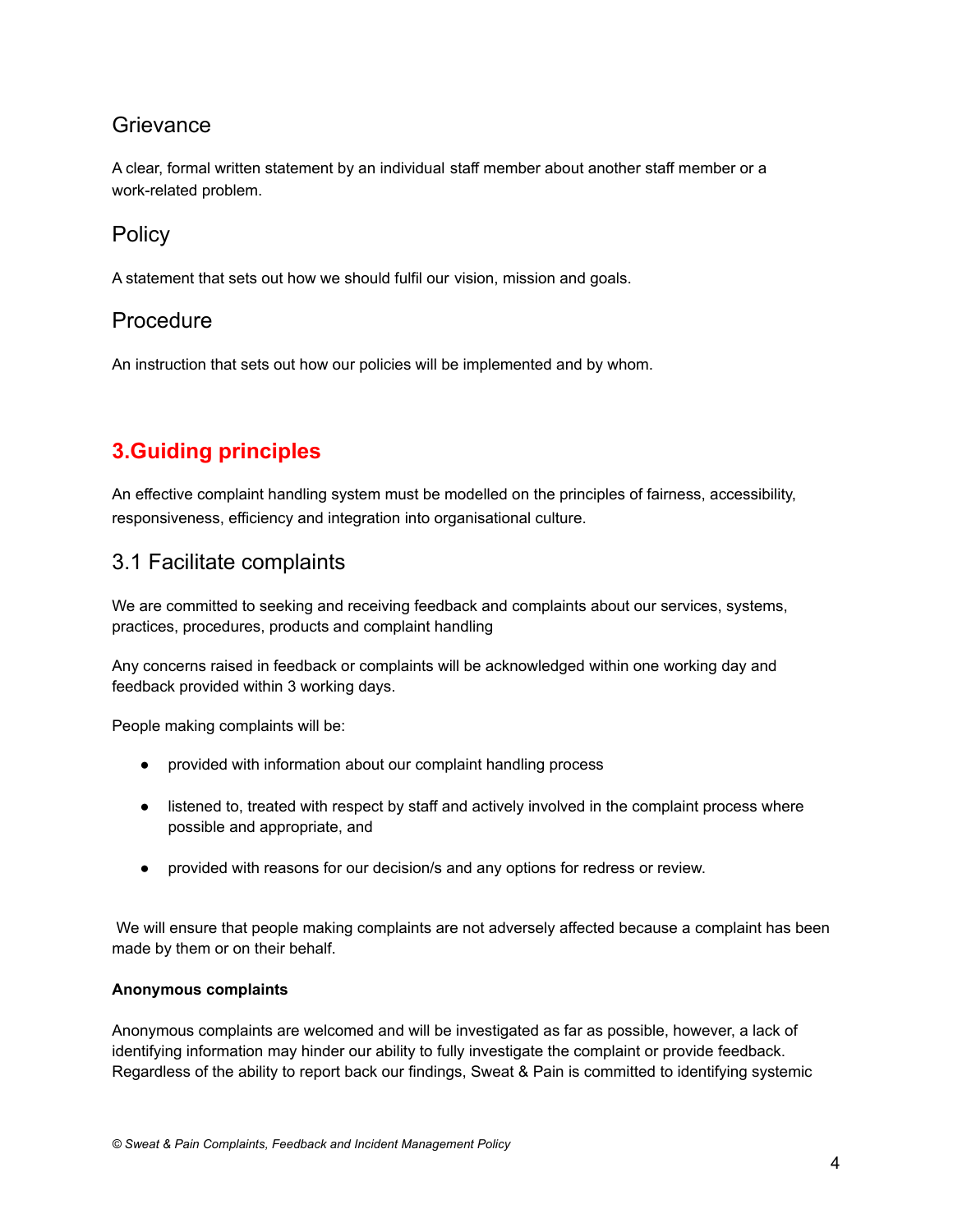### Grievance

A clear, formal written statement by an individual staff member about another staff member or a work-related problem.

### Policy

A statement that sets out how we should fulfil our vision, mission and goals.

### Procedure

An instruction that sets out how our policies will be implemented and by whom.

## 3.Guiding principles

An effective complaint handling system must be modelled on the principles of fairness, accessibility, responsiveness, efficiency and integration into organisational culture.

### 3.1 Facilitate complaints

We are committed to seeking and receiving feedback and complaints about our services, systems, practices, procedures, products and complaint handling

Any concerns raised in feedback or complaints will be acknowledged within one working day and feedback provided within 3 working days.

People making complaints will be:

- provided with information about our complaint handling process
- listened to, treated with respect by staff and actively involved in the complaint process where possible and appropriate, and
- provided with reasons for our decision/s and any options for redress or review.

We will ensure that people making complaints are not adversely affected because a complaint has been made by them or on their behalf.

**Anonymous complaints**

Anonymous complaints are welcomed and will be investigated as far as possible, however, a lack of identifying information may hinder our ability to fully investigate the complaint or provide feedback. Regardless of the ability to report back our findings, Sweat & Pain is committed to identifying systemic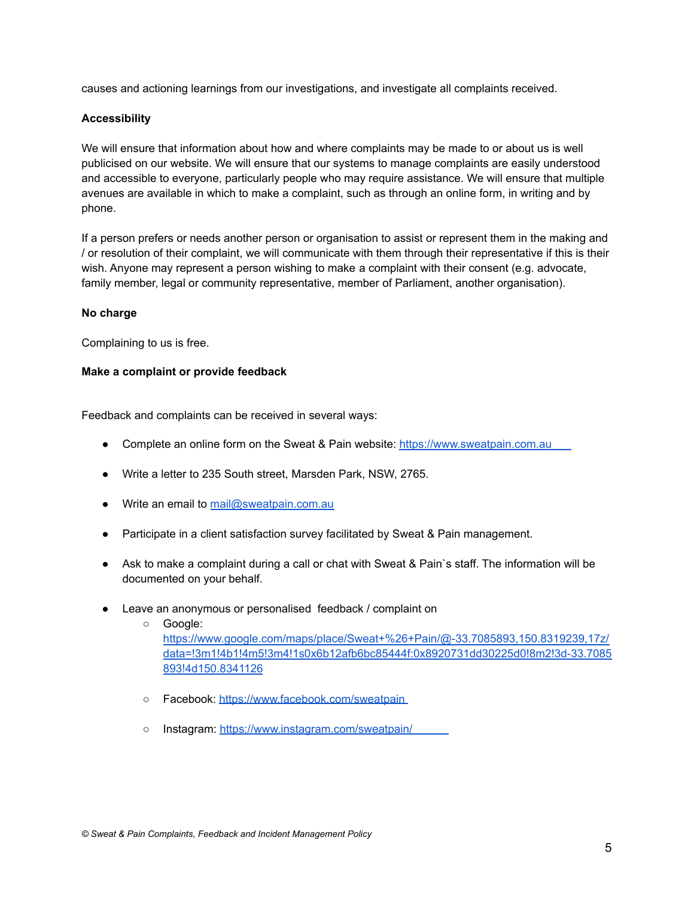causes and actioning learnings from our investigations, and investigate all complaints received.

**Accessibility**

We will ensure that information about how and where complaints may be made to or about us is well publicised on our website. We will ensure that our systems to manage complaints are easily understood and accessible to everyone, particularly people who may require assistance. We will ensure that multiple avenues are available in which to make a complaint, such as through an online form, in writing and by phone.

If a person prefers or needs another person or organisation to assist or represent them in the making and / or resolution of their complaint, we will communicate with them through their representative if this is their wish. Anyone may represent a person wishing to make a complaint with their consent (e.g. advocate, family member, legal or community representative, member of Parliament, another organisation).

**No charge**

Complaining to us is free.

**Make a complaint or provide feedback**

Feedback and complaints can be received in several ways:

- Complete an online form on the Sweat & Pain website: https://www.sweatpain.com.au
- Write a letter to 235 South street, Marsden Park, NSW, 2765.
- Write an email to mail@sweatpain.com.au
- Participate in a client satisfaction survey facilitated by Sweat & Pain management.
- Ask to make a complaint during a call or chat with Sweat & Pain`s staff. The information will be documented on your behalf.
- Leave an anonymous or personalised feedback / complaint on
  - Google: https://www.google.com/maps/place/Sweat+%26+Pain/@-33.7085893,150.8319239,17z/data=!3m1!4b1!4m5!3m4!1s0x6b12afb6bc85444f:0x8920731dd30225d0!8m2!3d-33.7085893!4d150.8341126
  - Facebook: https://www.facebook.com/sweatpain
  - Instagram: https://www.instagram.com/sweatpain/

*© Sweat & Pain Complaints, Feedback and Incident Management Policy*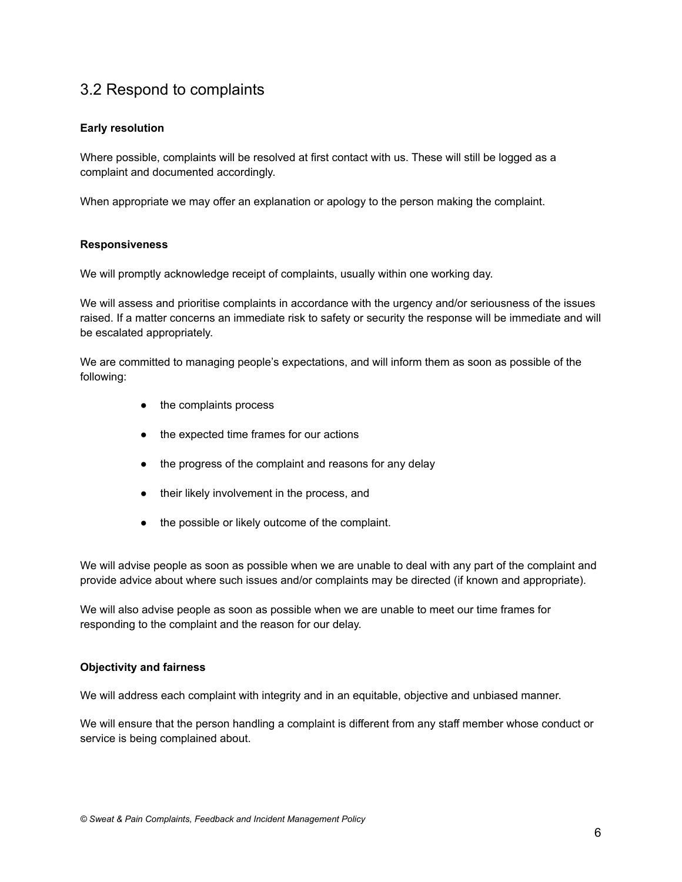## 3.2 Respond to complaints

**Early resolution**

Where possible, complaints will be resolved at first contact with us. These will still be logged as a complaint and documented accordingly.

When appropriate we may offer an explanation or apology to the person making the complaint.

**Responsiveness**

We will promptly acknowledge receipt of complaints, usually within one working day.

We will assess and prioritise complaints in accordance with the urgency and/or seriousness of the issues raised. If a matter concerns an immediate risk to safety or security the response will be immediate and will be escalated appropriately.

We are committed to managing people's expectations, and will inform them as soon as possible of the following:

- the complaints process
- the expected time frames for our actions
- the progress of the complaint and reasons for any delay
- their likely involvement in the process, and
- the possible or likely outcome of the complaint.

We will advise people as soon as possible when we are unable to deal with any part of the complaint and provide advice about where such issues and/or complaints may be directed (if known and appropriate).

We will also advise people as soon as possible when we are unable to meet our time frames for responding to the complaint and the reason for our delay.

**Objectivity and fairness**

We will address each complaint with integrity and in an equitable, objective and unbiased manner.

We will ensure that the person handling a complaint is different from any staff member whose conduct or service is being complained about.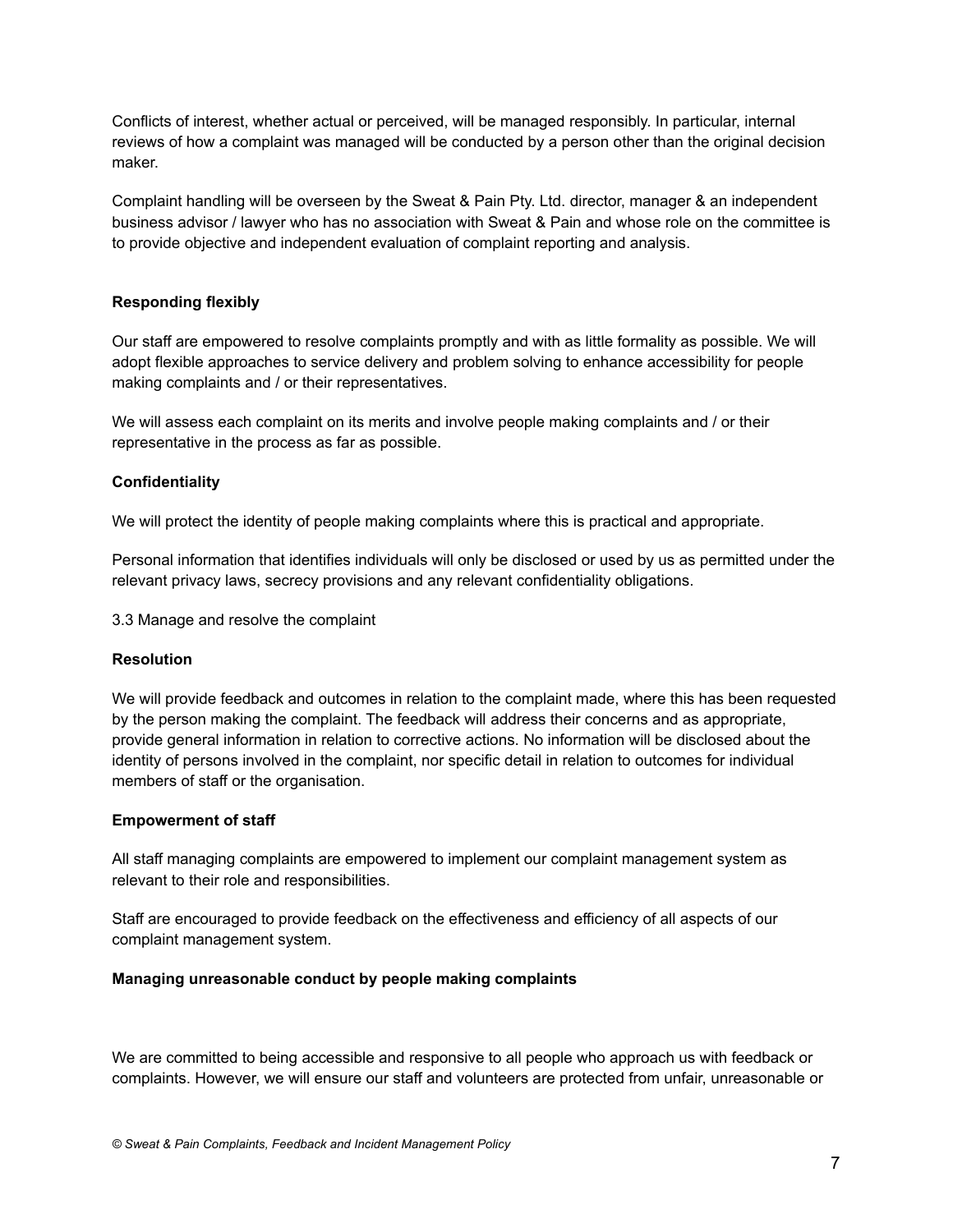Conflicts of interest, whether actual or perceived, will be managed responsibly. In particular, internal reviews of how a complaint was managed will be conducted by a person other than the original decision maker.

Complaint handling will be overseen by the Sweat & Pain Pty. Ltd. director, manager & an independent business advisor / lawyer who has no association with Sweat & Pain and whose role on the committee is to provide objective and independent evaluation of complaint reporting and analysis.

**Responding flexibly**

Our staff are empowered to resolve complaints promptly and with as little formality as possible. We will adopt flexible approaches to service delivery and problem solving to enhance accessibility for people making complaints and / or their representatives.

We will assess each complaint on its merits and involve people making complaints and / or their representative in the process as far as possible.

**Confidentiality**

We will protect the identity of people making complaints where this is practical and appropriate.

Personal information that identifies individuals will only be disclosed or used by us as permitted under the relevant privacy laws, secrecy provisions and any relevant confidentiality obligations.

3.3 Manage and resolve the complaint

**Resolution**

We will provide feedback and outcomes in relation to the complaint made, where this has been requested by the person making the complaint. The feedback will address their concerns and as appropriate, provide general information in relation to corrective actions. No information will be disclosed about the identity of persons involved in the complaint, nor specific detail in relation to outcomes for individual members of staff or the organisation.

**Empowerment of staff**

All staff managing complaints are empowered to implement our complaint management system as relevant to their role and responsibilities.

Staff are encouraged to provide feedback on the effectiveness and efficiency of all aspects of our complaint management system.

**Managing unreasonable conduct by people making complaints**

We are committed to being accessible and responsive to all people who approach us with feedback or complaints. However, we will ensure our staff and volunteers are protected from unfair, unreasonable or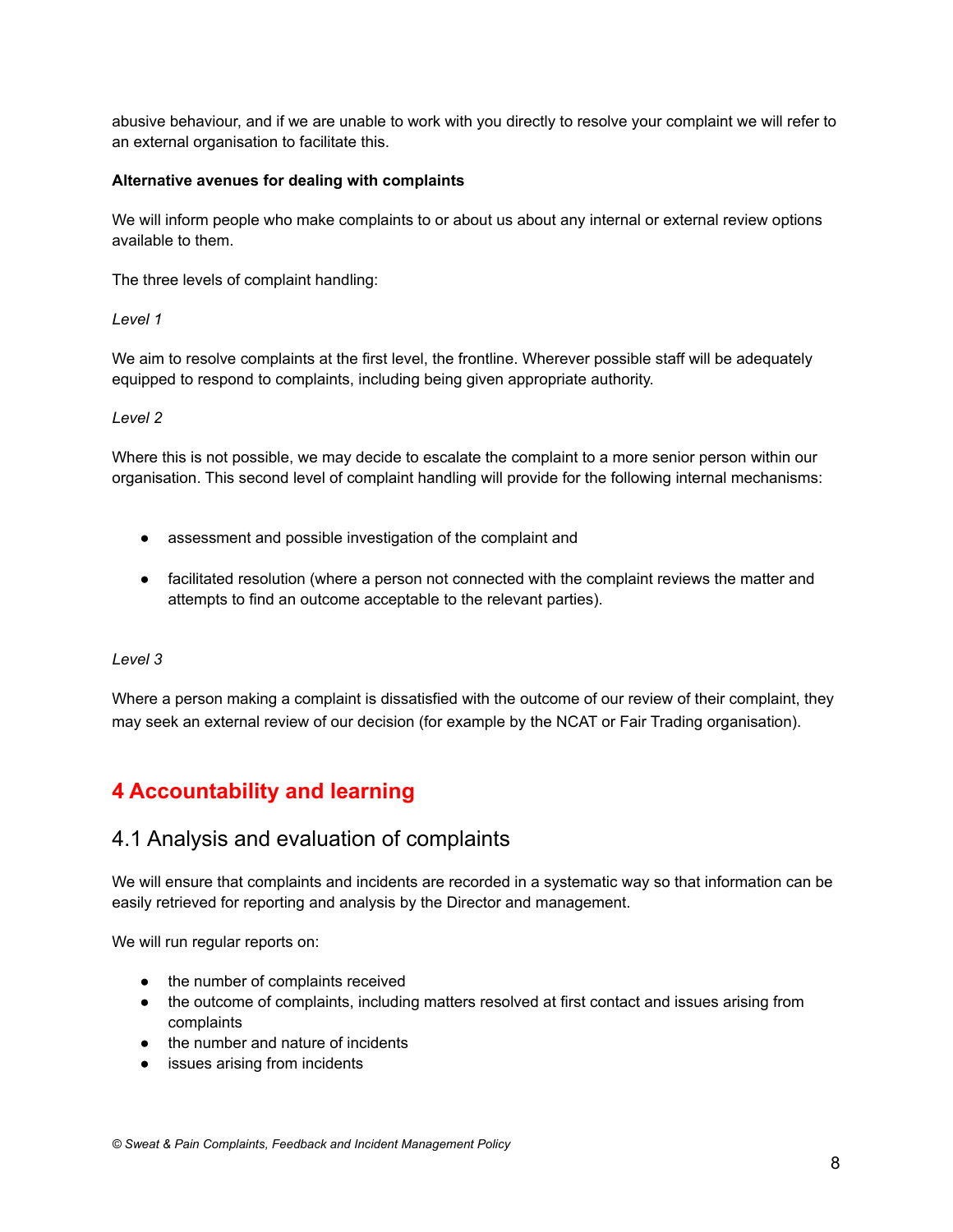abusive behaviour, and if we are unable to work with you directly to resolve your complaint we will refer to an external organisation to facilitate this.

**Alternative avenues for dealing with complaints**

We will inform people who make complaints to or about us about any internal or external review options available to them.

The three levels of complaint handling:

*Level 1*

We aim to resolve complaints at the first level, the frontline. Wherever possible staff will be adequately equipped to respond to complaints, including being given appropriate authority.

*Level 2*

Where this is not possible, we may decide to escalate the complaint to a more senior person within our organisation. This second level of complaint handling will provide for the following internal mechanisms:

- assessment and possible investigation of the complaint and
- facilitated resolution (where a person not connected with the complaint reviews the matter and attempts to find an outcome acceptable to the relevant parties).

*Level 3*

Where a person making a complaint is dissatisfied with the outcome of our review of their complaint, they may seek an external review of our decision (for example by the NCAT or Fair Trading organisation).

# 4 Accountability and learning

## 4.1 Analysis and evaluation of complaints

We will ensure that complaints and incidents are recorded in a systematic way so that information can be easily retrieved for reporting and analysis by the Director and management.

We will run regular reports on:

- the number of complaints received
- the outcome of complaints, including matters resolved at first contact and issues arising from complaints
- the number and nature of incidents
- issues arising from incidents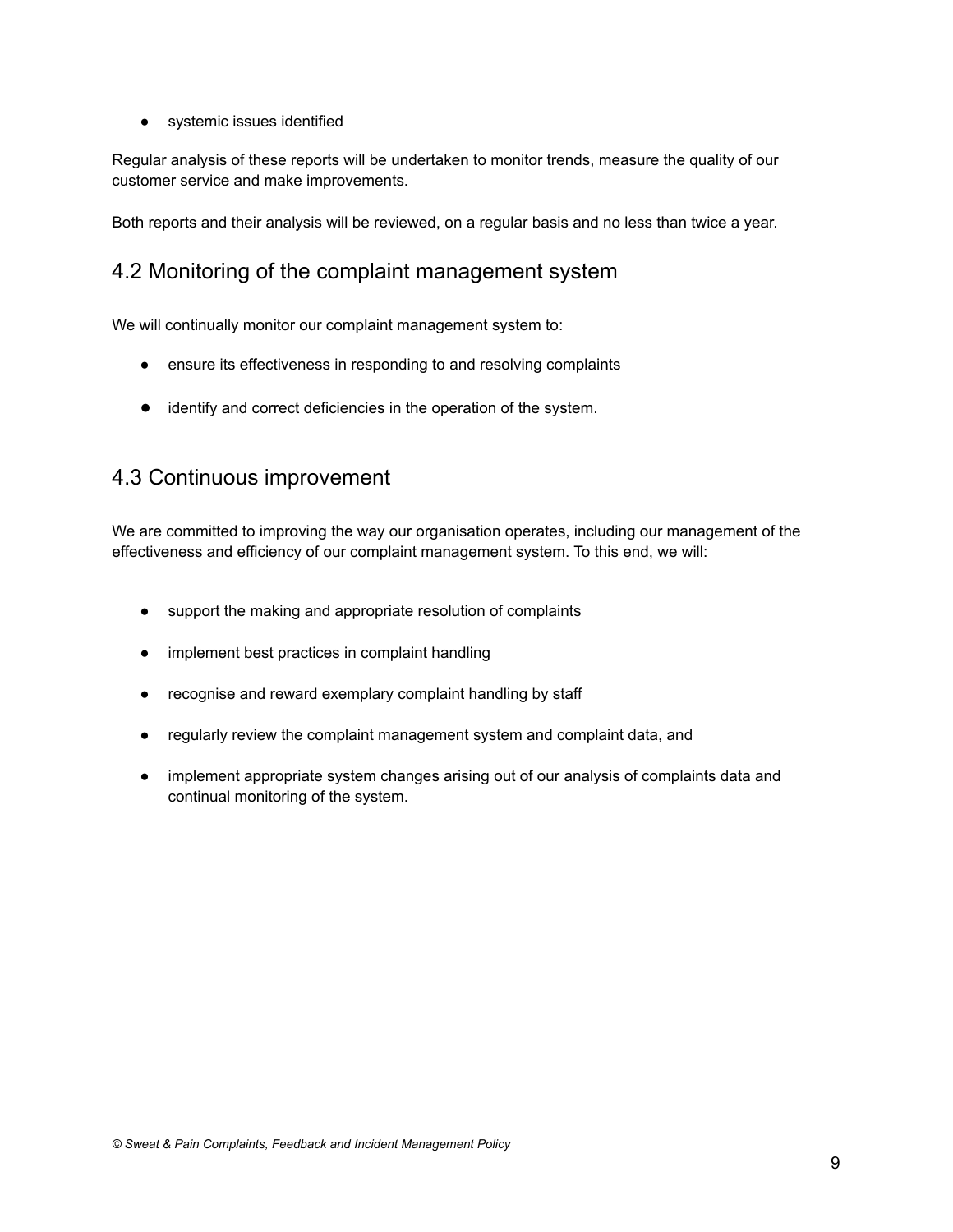- systemic issues identified

Regular analysis of these reports will be undertaken to monitor trends, measure the quality of our customer service and make improvements.

Both reports and their analysis will be reviewed, on a regular basis and no less than twice a year.

## 4.2 Monitoring of the complaint management system

We will continually monitor our complaint management system to:

- ensure its effectiveness in responding to and resolving complaints
- identify and correct deficiencies in the operation of the system.

## 4.3 Continuous improvement

We are committed to improving the way our organisation operates, including our management of the effectiveness and efficiency of our complaint management system. To this end, we will:

- support the making and appropriate resolution of complaints
- implement best practices in complaint handling
- recognise and reward exemplary complaint handling by staff
- regularly review the complaint management system and complaint data, and
- implement appropriate system changes arising out of our analysis of complaints data and continual monitoring of the system.